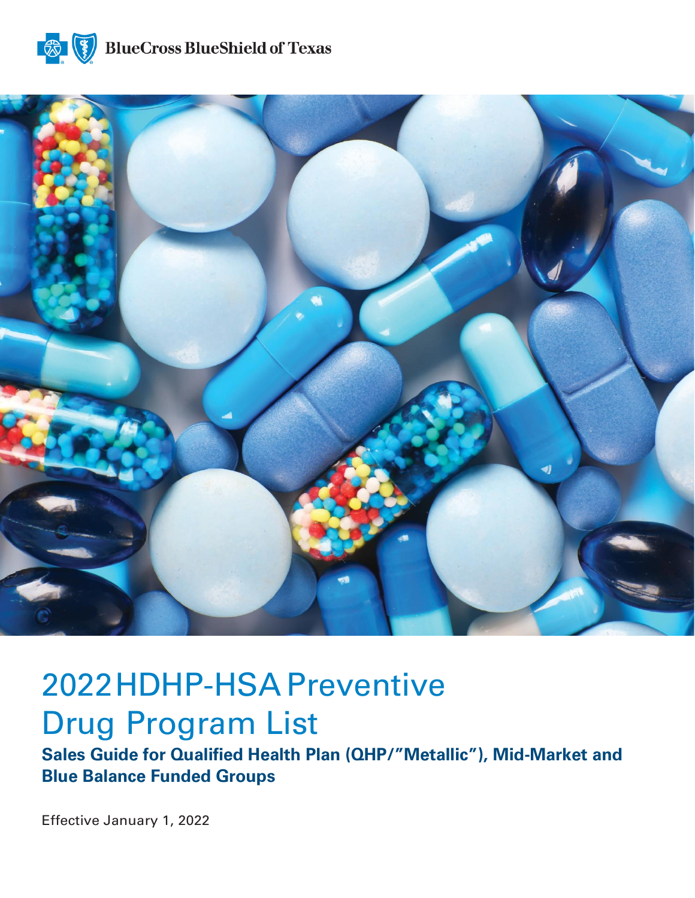BlueCross BlueShield of Texas

# 2022 HDHP-HSA Preventive Drug Program List

**Sales Guide for Qualified Health Plan (QHP/"Metallic"), Mid-Market and Blue Balance Funded Groups**

Effective January 1, 2022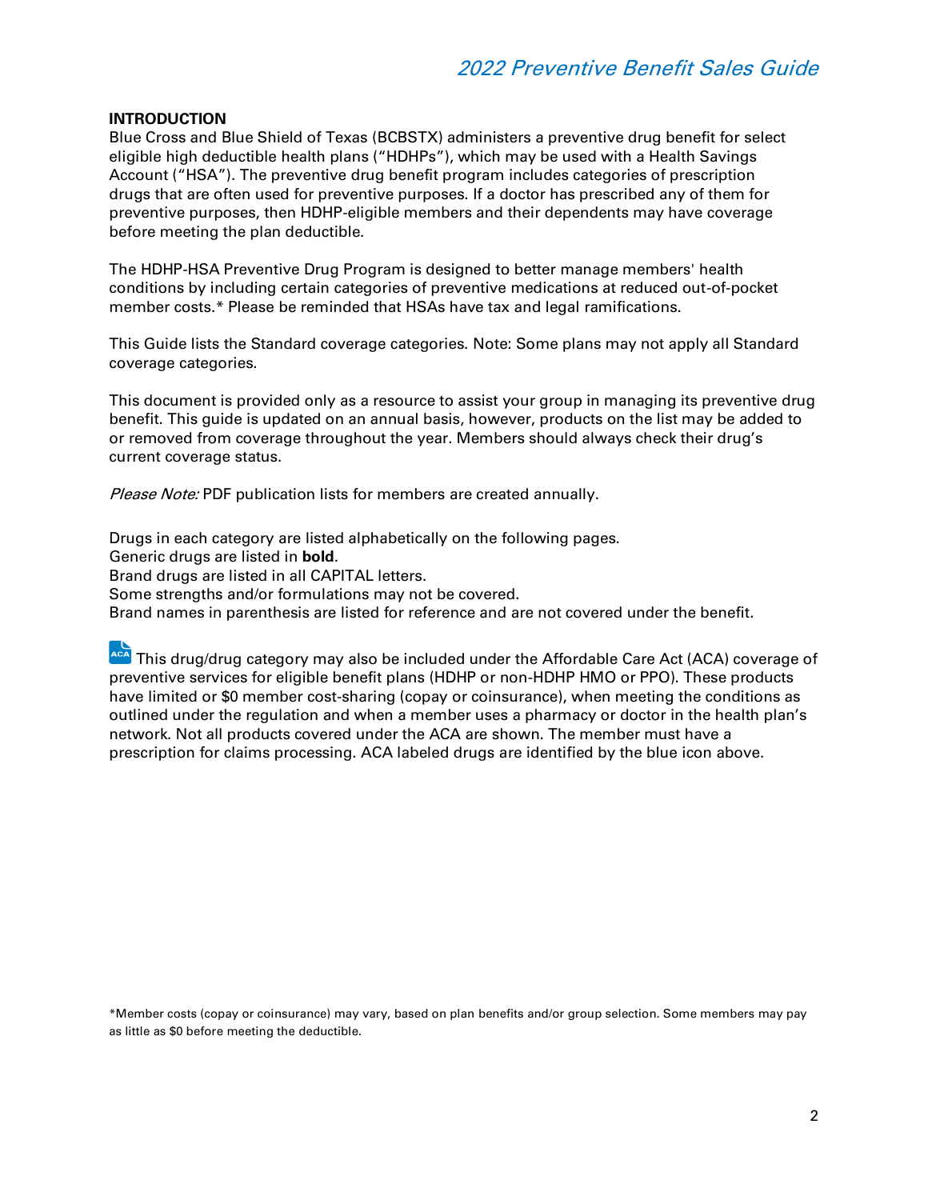## INTRODUCTION

Blue Cross and Blue Shield of Texas (BCBSTX) administers a preventive drug benefit for select eligible high deductible health plans ("HDHPs"), which may be used with a Health Savings Account ("HSA"). The preventive drug benefit program includes categories of prescription drugs that are often used for preventive purposes. If a doctor has prescribed any of them for preventive purposes, then HDHP-eligible members and their dependents may have coverage before meeting the plan deductible.

The HDHP-HSA Preventive Drug Program is designed to better manage members' health conditions by including certain categories of preventive medications at reduced out-of-pocket member costs.* Please be reminded that HSAs have tax and legal ramifications.

This Guide lists the Standard coverage categories. Note: Some plans may not apply all Standard coverage categories.

This document is provided only as a resource to assist your group in managing its preventive drug benefit. This guide is updated on an annual basis, however, products on the list may be added to or removed from coverage throughout the year. Members should always check their drug's current coverage status.

*Please Note:* PDF publication lists for members are created annually.

Drugs in each category are listed alphabetically on the following pages.
Generic drugs are listed in **bold**.
Brand drugs are listed in all CAPITAL letters.
Some strengths and/or formulations may not be covered.
Brand names in parenthesis are listed for reference and are not covered under the benefit.

ACA This drug/drug category may also be included under the Affordable Care Act (ACA) coverage of preventive services for eligible benefit plans (HDHP or non-HDHP HMO or PPO). These products have limited or $0 member cost-sharing (copay or coinsurance), when meeting the conditions as outlined under the regulation and when a member uses a pharmacy or doctor in the health plan's network. Not all products covered under the ACA are shown. The member must have a prescription for claims processing. ACA labeled drugs are identified by the blue icon above.

*Member costs (copay or coinsurance) may vary, based on plan benefits and/or group selection. Some members may pay as little as $0 before meeting the deductible.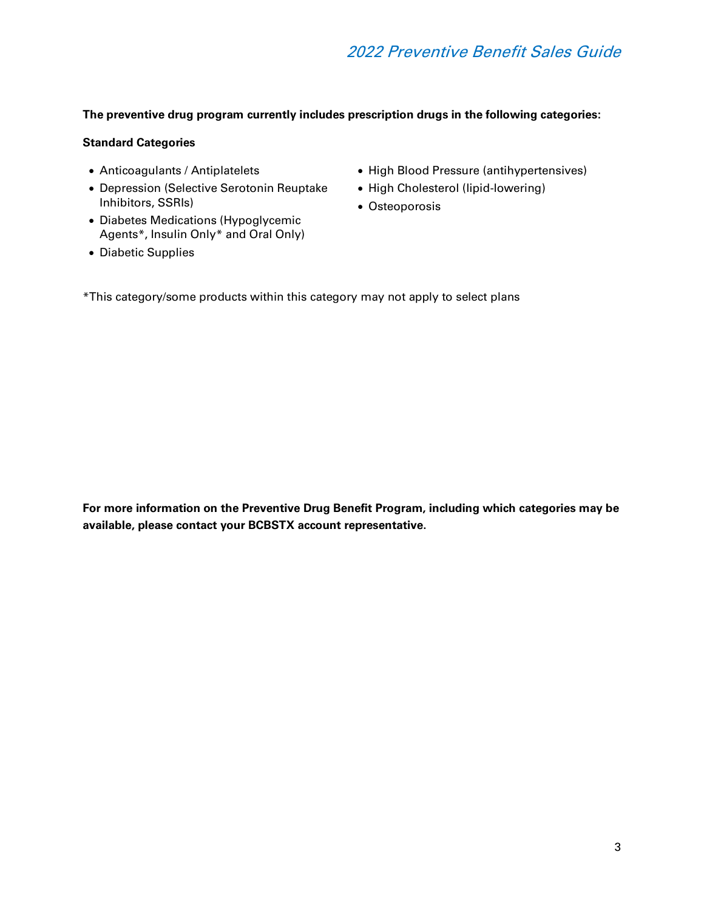**The preventive drug program currently includes prescription drugs in the following categories:**

**Standard Categories**

- Anticoagulants / Antiplatelets
- Depression (Selective Serotonin Reuptake Inhibitors, SSRIs)
- Diabetes Medications (Hypoglycemic Agents*, Insulin Only* and Oral Only)
- Diabetic Supplies
- High Blood Pressure (antihypertensives)
- High Cholesterol (lipid-lowering)
- Osteoporosis

*This category/some products within this category may not apply to select plans

**For more information on the Preventive Drug Benefit Program, including which categories may be available, please contact your BCBSTX account representative.**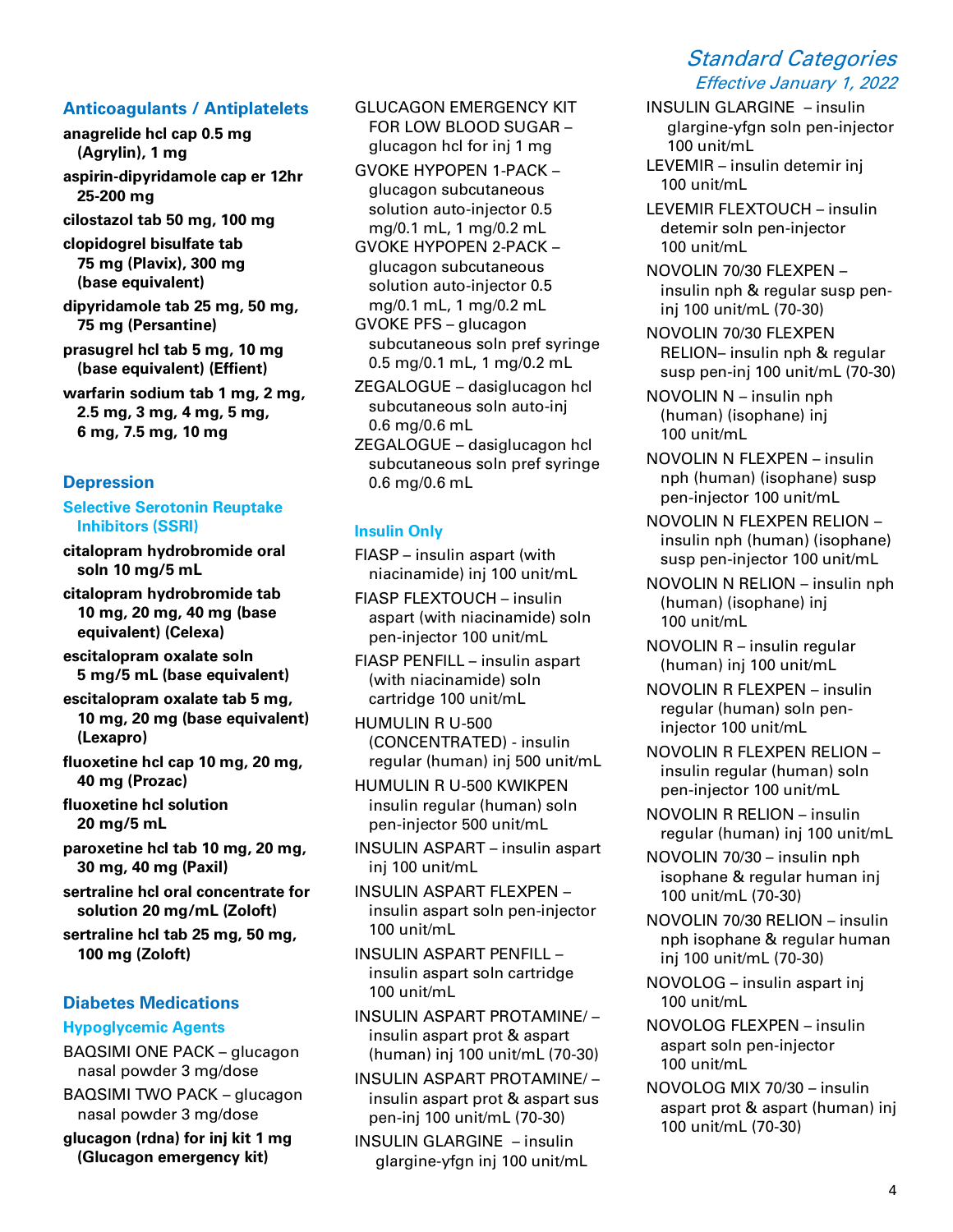## Anticoagulants / Antiplatelets

**anagrelide hcl cap 0.5 mg (Agrylin), 1 mg**

**aspirin-dipyridamole cap er 12hr 25-200 mg**

**cilostazol tab 50 mg, 100 mg**

**clopidogrel bisulfate tab 75 mg (Plavix), 300 mg (base equivalent)**

**dipyridamole tab 25 mg, 50 mg, 75 mg (Persantine)**

**prasugrel hcl tab 5 mg, 10 mg (base equivalent) (Effient)**

**warfarin sodium tab 1 mg, 2 mg, 2.5 mg, 3 mg, 4 mg, 5 mg, 6 mg, 7.5 mg, 10 mg**

## Depression

### Selective Serotonin Reuptake Inhibitors (SSRI)

**citalopram hydrobromide oral soln 10 mg/5 mL**

**citalopram hydrobromide tab 10 mg, 20 mg, 40 mg (base equivalent) (Celexa)**

**escitalopram oxalate soln 5 mg/5 mL (base equivalent)**

**escitalopram oxalate tab 5 mg, 10 mg, 20 mg (base equivalent) (Lexapro)**

**fluoxetine hcl cap 10 mg, 20 mg, 40 mg (Prozac)**

**fluoxetine hcl solution 20 mg/5 mL**

**paroxetine hcl tab 10 mg, 20 mg, 30 mg, 40 mg (Paxil)**

**sertraline hcl oral concentrate for solution 20 mg/mL (Zoloft)**

**sertraline hcl tab 25 mg, 50 mg, 100 mg (Zoloft)**

## Diabetes Medications

### Hypoglycemic Agents

BAQSIMI ONE PACK – glucagon nasal powder 3 mg/dose

BAQSIMI TWO PACK – glucagon nasal powder 3 mg/dose

**glucagon (rdna) for inj kit 1 mg (Glucagon emergency kit)**

GLUCAGON EMERGENCY KIT FOR LOW BLOOD SUGAR – glucagon hcl for inj 1 mg

GVOKE HYPOPEN 1-PACK – glucagon subcutaneous solution auto-injector 0.5 mg/0.1 mL, 1 mg/0.2 mL

GVOKE HYPOPEN 2-PACK – glucagon subcutaneous solution auto-injector 0.5 mg/0.1 mL, 1 mg/0.2 mL

GVOKE PFS – glucagon subcutaneous soln pref syringe 0.5 mg/0.1 mL, 1 mg/0.2 mL

ZEGALOGUE – dasiglucagon hcl subcutaneous soln auto-inj 0.6 mg/0.6 mL

ZEGALOGUE – dasiglucagon hcl subcutaneous soln pref syringe 0.6 mg/0.6 mL

### Insulin Only

FIASP – insulin aspart (with niacinamide) inj 100 unit/mL

FIASP FLEXTOUCH – insulin aspart (with niacinamide) soln pen-injector 100 unit/mL

FIASP PENFILL – insulin aspart (with niacinamide) soln cartridge 100 unit/mL

HUMULIN R U-500 (CONCENTRATED) - insulin regular (human) inj 500 unit/mL

HUMULIN R U-500 KWIKPEN insulin regular (human) soln pen-injector 500 unit/mL

INSULIN ASPART – insulin aspart inj 100 unit/mL

INSULIN ASPART FLEXPEN – insulin aspart soln pen-injector 100 unit/mL

INSULIN ASPART PENFILL – insulin aspart soln cartridge 100 unit/mL

INSULIN ASPART PROTAMINE/ – insulin aspart prot & aspart (human) inj 100 unit/mL (70-30)

INSULIN ASPART PROTAMINE/ – insulin aspart prot & aspart sus pen-inj 100 unit/mL (70-30)

INSULIN GLARGINE – insulin glargine-yfgn inj 100 unit/mL

INSULIN GLARGINE – insulin glargine-yfgn soln pen-injector 100 unit/mL

LEVEMIR – insulin detemir inj 100 unit/mL

LEVEMIR FLEXTOUCH – insulin detemir soln pen-injector 100 unit/mL

NOVOLIN 70/30 FLEXPEN – insulin nph & regular susp pen-inj 100 unit/mL (70-30)

NOVOLIN 70/30 FLEXPEN RELION– insulin nph & regular susp pen-inj 100 unit/mL (70-30)

NOVOLIN N – insulin nph (human) (isophane) inj 100 unit/mL

NOVOLIN N FLEXPEN – insulin nph (human) (isophane) susp pen-injector 100 unit/mL

NOVOLIN N FLEXPEN RELION – insulin nph (human) (isophane) susp pen-injector 100 unit/mL

NOVOLIN N RELION – insulin nph (human) (isophane) inj 100 unit/mL

NOVOLIN R – insulin regular (human) inj 100 unit/mL

NOVOLIN R FLEXPEN – insulin regular (human) soln pen-injector 100 unit/mL

NOVOLIN R FLEXPEN RELION – insulin regular (human) soln pen-injector 100 unit/mL

NOVOLIN R RELION – insulin regular (human) inj 100 unit/mL

NOVOLIN 70/30 – insulin nph isophane & regular human inj 100 unit/mL (70-30)

NOVOLIN 70/30 RELION – insulin nph isophane & regular human inj 100 unit/mL (70-30)

NOVOLOG – insulin aspart inj 100 unit/mL

NOVOLOG FLEXPEN – insulin aspart soln pen-injector 100 unit/mL

NOVOLOG MIX 70/30 – insulin aspart prot & aspart (human) inj 100 unit/mL (70-30)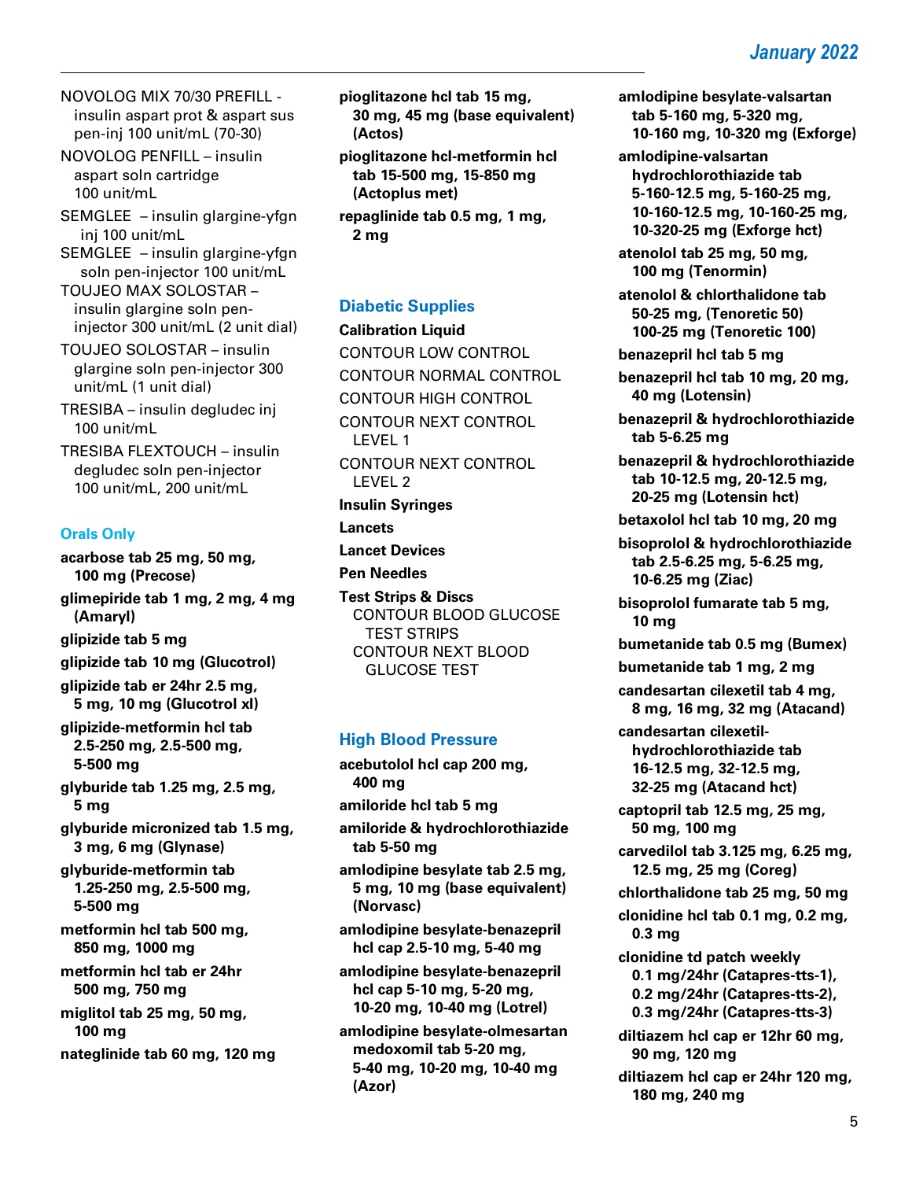NOVOLOG MIX 70/30 PREFILL - insulin aspart prot & aspart sus pen-inj 100 unit/mL (70-30)

NOVOLOG PENFILL – insulin aspart soln cartridge 100 unit/mL

SEMGLEE – insulin glargine-yfgn inj 100 unit/mL

SEMGLEE – insulin glargine-yfgn soln pen-injector 100 unit/mL

TOUJEO MAX SOLOSTAR – insulin glargine soln pen-injector 300 unit/mL (2 unit dial)

TOUJEO SOLOSTAR – insulin glargine soln pen-injector 300 unit/mL (1 unit dial)

TRESIBA – insulin degludec inj 100 unit/mL

TRESIBA FLEXTOUCH – insulin degludec soln pen-injector 100 unit/mL, 200 unit/mL

## Orals Only

**acarbose tab 25 mg, 50 mg, 100 mg (Precose)**

**glimepiride tab 1 mg, 2 mg, 4 mg (Amaryl)**

**glipizide tab 5 mg**

**glipizide tab 10 mg (Glucotrol)**

**glipizide tab er 24hr 2.5 mg, 5 mg, 10 mg (Glucotrol xl)**

**glipizide-metformin hcl tab 2.5-250 mg, 2.5-500 mg, 5-500 mg**

**glyburide tab 1.25 mg, 2.5 mg, 5 mg**

**glyburide micronized tab 1.5 mg, 3 mg, 6 mg (Glynase)**

**glyburide-metformin tab 1.25-250 mg, 2.5-500 mg, 5-500 mg**

**metformin hcl tab 500 mg, 850 mg, 1000 mg**

**metformin hcl tab er 24hr 500 mg, 750 mg**

**miglitol tab 25 mg, 50 mg, 100 mg**

**nateglinide tab 60 mg, 120 mg**

**pioglitazone hcl tab 15 mg, 30 mg, 45 mg (base equivalent) (Actos)**

**pioglitazone hcl-metformin hcl tab 15-500 mg, 15-850 mg (Actoplus met)**

**repaglinide tab 0.5 mg, 1 mg, 2 mg**

## Diabetic Supplies

**Calibration Liquid**

CONTOUR LOW CONTROL

CONTOUR NORMAL CONTROL

CONTOUR HIGH CONTROL

CONTOUR NEXT CONTROL LEVEL 1

CONTOUR NEXT CONTROL LEVEL 2

**Insulin Syringes**

**Lancets**

**Lancet Devices**

**Pen Needles**

**Test Strips & Discs**

CONTOUR BLOOD GLUCOSE TEST STRIPS

CONTOUR NEXT BLOOD GLUCOSE TEST

## High Blood Pressure

**acebutolol hcl cap 200 mg, 400 mg**

**amiloride hcl tab 5 mg**

**amiloride & hydrochlorothiazide tab 5-50 mg**

**amlodipine besylate tab 2.5 mg, 5 mg, 10 mg (base equivalent) (Norvasc)**

**amlodipine besylate-benazepril hcl cap 2.5-10 mg, 5-40 mg**

**amlodipine besylate-benazepril hcl cap 5-10 mg, 5-20 mg, 10-20 mg, 10-40 mg (Lotrel)**

**amlodipine besylate-olmesartan medoxomil tab 5-20 mg, 5-40 mg, 10-20 mg, 10-40 mg (Azor)**

**amlodipine besylate-valsartan tab 5-160 mg, 5-320 mg, 10-160 mg, 10-320 mg (Exforge)**

**amlodipine-valsartan hydrochlorothiazide tab 5-160-12.5 mg, 5-160-25 mg, 10-160-12.5 mg, 10-160-25 mg, 10-320-25 mg (Exforge hct)**

**atenolol tab 25 mg, 50 mg, 100 mg (Tenormin)**

**atenolol & chlorthalidone tab 50-25 mg, (Tenoretic 50) 100-25 mg (Tenoretic 100)**

**benazepril hcl tab 5 mg**

**benazepril hcl tab 10 mg, 20 mg, 40 mg (Lotensin)**

**benazepril & hydrochlorothiazide tab 5-6.25 mg**

**benazepril & hydrochlorothiazide tab 10-12.5 mg, 20-12.5 mg, 20-25 mg (Lotensin hct)**

**betaxolol hcl tab 10 mg, 20 mg**

**bisoprolol & hydrochlorothiazide tab 2.5-6.25 mg, 5-6.25 mg, 10-6.25 mg (Ziac)**

**bisoprolol fumarate tab 5 mg, 10 mg**

**bumetanide tab 0.5 mg (Bumex)**

**bumetanide tab 1 mg, 2 mg**

**candesartan cilexetil tab 4 mg, 8 mg, 16 mg, 32 mg (Atacand)**

**candesartan cilexetil-hydrochlorothiazide tab 16-12.5 mg, 32-12.5 mg, 32-25 mg (Atacand hct)**

**captopril tab 12.5 mg, 25 mg, 50 mg, 100 mg**

**carvedilol tab 3.125 mg, 6.25 mg, 12.5 mg, 25 mg (Coreg)**

**chlorthalidone tab 25 mg, 50 mg**

**clonidine hcl tab 0.1 mg, 0.2 mg, 0.3 mg**

**clonidine td patch weekly 0.1 mg/24hr (Catapres-tts-1), 0.2 mg/24hr (Catapres-tts-2), 0.3 mg/24hr (Catapres-tts-3)**

**diltiazem hcl cap er 12hr 60 mg, 90 mg, 120 mg**

**diltiazem hcl cap er 24hr 120 mg, 180 mg, 240 mg**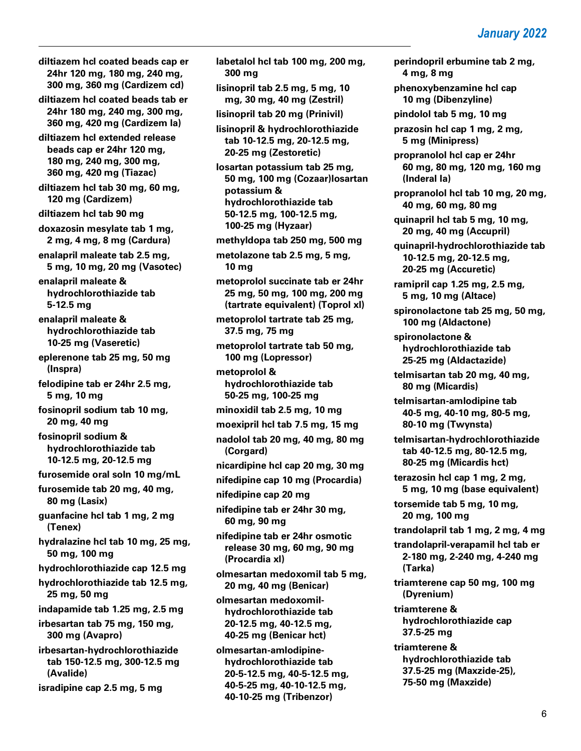**diltiazem hcl coated beads cap er 24hr 120 mg, 180 mg, 240 mg, 300 mg, 360 mg (Cardizem cd)**

**diltiazem hcl coated beads tab er 24hr 180 mg, 240 mg, 300 mg, 360 mg, 420 mg (Cardizem la)**

**diltiazem hcl extended release beads cap er 24hr 120 mg, 180 mg, 240 mg, 300 mg, 360 mg, 420 mg (Tiazac)**

**diltiazem hcl tab 30 mg, 60 mg, 120 mg (Cardizem)**

**diltiazem hcl tab 90 mg**

**doxazosin mesylate tab 1 mg, 2 mg, 4 mg, 8 mg (Cardura)**

**enalapril maleate tab 2.5 mg, 5 mg, 10 mg, 20 mg (Vasotec)**

**enalapril maleate & hydrochlorothiazide tab 5-12.5 mg**

**enalapril maleate & hydrochlorothiazide tab 10-25 mg (Vaseretic)**

**eplerenone tab 25 mg, 50 mg (Inspra)**

**felodipine tab er 24hr 2.5 mg, 5 mg, 10 mg**

**fosinopril sodium tab 10 mg, 20 mg, 40 mg**

**fosinopril sodium & hydrochlorothiazide tab 10-12.5 mg, 20-12.5 mg**

**furosemide oral soln 10 mg/mL**

**furosemide tab 20 mg, 40 mg, 80 mg (Lasix)**

**guanfacine hcl tab 1 mg, 2 mg (Tenex)**

**hydralazine hcl tab 10 mg, 25 mg, 50 mg, 100 mg**

**hydrochlorothiazide cap 12.5 mg**

**hydrochlorothiazide tab 12.5 mg, 25 mg, 50 mg**

**indapamide tab 1.25 mg, 2.5 mg**

**irbesartan tab 75 mg, 150 mg, 300 mg (Avapro)**

**irbesartan-hydrochlorothiazide tab 150-12.5 mg, 300-12.5 mg (Avalide)**

**isradipine cap 2.5 mg, 5 mg**

**labetalol hcl tab 100 mg, 200 mg, 300 mg**

**lisinopril tab 2.5 mg, 5 mg, 10 mg, 30 mg, 40 mg (Zestril)**

**lisinopril tab 20 mg (Prinivil)**

**lisinopril & hydrochlorothiazide tab 10-12.5 mg, 20-12.5 mg, 20-25 mg (Zestoretic)**

**losartan potassium tab 25 mg, 50 mg, 100 mg (Cozaar)losartan potassium & hydrochlorothiazide tab 50-12.5 mg, 100-12.5 mg, 100-25 mg (Hyzaar)**

**methyldopa tab 250 mg, 500 mg**

**metolazone tab 2.5 mg, 5 mg, 10 mg**

**metoprolol succinate tab er 24hr 25 mg, 50 mg, 100 mg, 200 mg (tartrate equivalent) (Toprol xl)**

**metoprolol tartrate tab 25 mg, 37.5 mg, 75 mg**

**metoprolol tartrate tab 50 mg, 100 mg (Lopressor)**

**metoprolol & hydrochlorothiazide tab 50-25 mg, 100-25 mg**

**minoxidil tab 2.5 mg, 10 mg**

**moexipril hcl tab 7.5 mg, 15 mg**

**nadolol tab 20 mg, 40 mg, 80 mg (Corgard)**

**nicardipine hcl cap 20 mg, 30 mg**

**nifedipine cap 10 mg (Procardia)**

**nifedipine cap 20 mg**

**nifedipine tab er 24hr 30 mg, 60 mg, 90 mg**

**nifedipine tab er 24hr osmotic release 30 mg, 60 mg, 90 mg (Procardia xl)**

**olmesartan medoxomil tab 5 mg, 20 mg, 40 mg (Benicar)**

**olmesartan medoxomil-hydrochlorothiazide tab 20-12.5 mg, 40-12.5 mg, 40-25 mg (Benicar hct)**

**olmesartan-amlodipine-hydrochlorothiazide tab 20-5-12.5 mg, 40-5-12.5 mg, 40-5-25 mg, 40-10-12.5 mg, 40-10-25 mg (Tribenzor)**

**perindopril erbumine tab 2 mg, 4 mg, 8 mg**

**phenoxybenzamine hcl cap 10 mg (Dibenzyline)**

**pindolol tab 5 mg, 10 mg**

**prazosin hcl cap 1 mg, 2 mg, 5 mg (Minipress)**

**propranolol hcl cap er 24hr 60 mg, 80 mg, 120 mg, 160 mg (Inderal la)**

**propranolol hcl tab 10 mg, 20 mg, 40 mg, 60 mg, 80 mg**

**quinapril hcl tab 5 mg, 10 mg, 20 mg, 40 mg (Accupril)**

**quinapril-hydrochlorothiazide tab 10-12.5 mg, 20-12.5 mg, 20-25 mg (Accuretic)**

**ramipril cap 1.25 mg, 2.5 mg, 5 mg, 10 mg (Altace)**

**spironolactone tab 25 mg, 50 mg, 100 mg (Aldactone)**

**spironolactone & hydrochlorothiazide tab 25-25 mg (Aldactazide)**

**telmisartan tab 20 mg, 40 mg, 80 mg (Micardis)**

**telmisartan-amlodipine tab 40-5 mg, 40-10 mg, 80-5 mg, 80-10 mg (Twynsta)**

**telmisartan-hydrochlorothiazide tab 40-12.5 mg, 80-12.5 mg, 80-25 mg (Micardis hct)**

**terazosin hcl cap 1 mg, 2 mg, 5 mg, 10 mg (base equivalent)**

**torsemide tab 5 mg, 10 mg, 20 mg, 100 mg**

**trandolapril tab 1 mg, 2 mg, 4 mg**

**trandolapril-verapamil hcl tab er 2-180 mg, 2-240 mg, 4-240 mg (Tarka)**

**triamterene cap 50 mg, 100 mg (Dyrenium)**

**triamterene & hydrochlorothiazide cap 37.5-25 mg**

**triamterene & hydrochlorothiazide tab 37.5-25 mg (Maxzide-25), 75-50 mg (Maxzide)**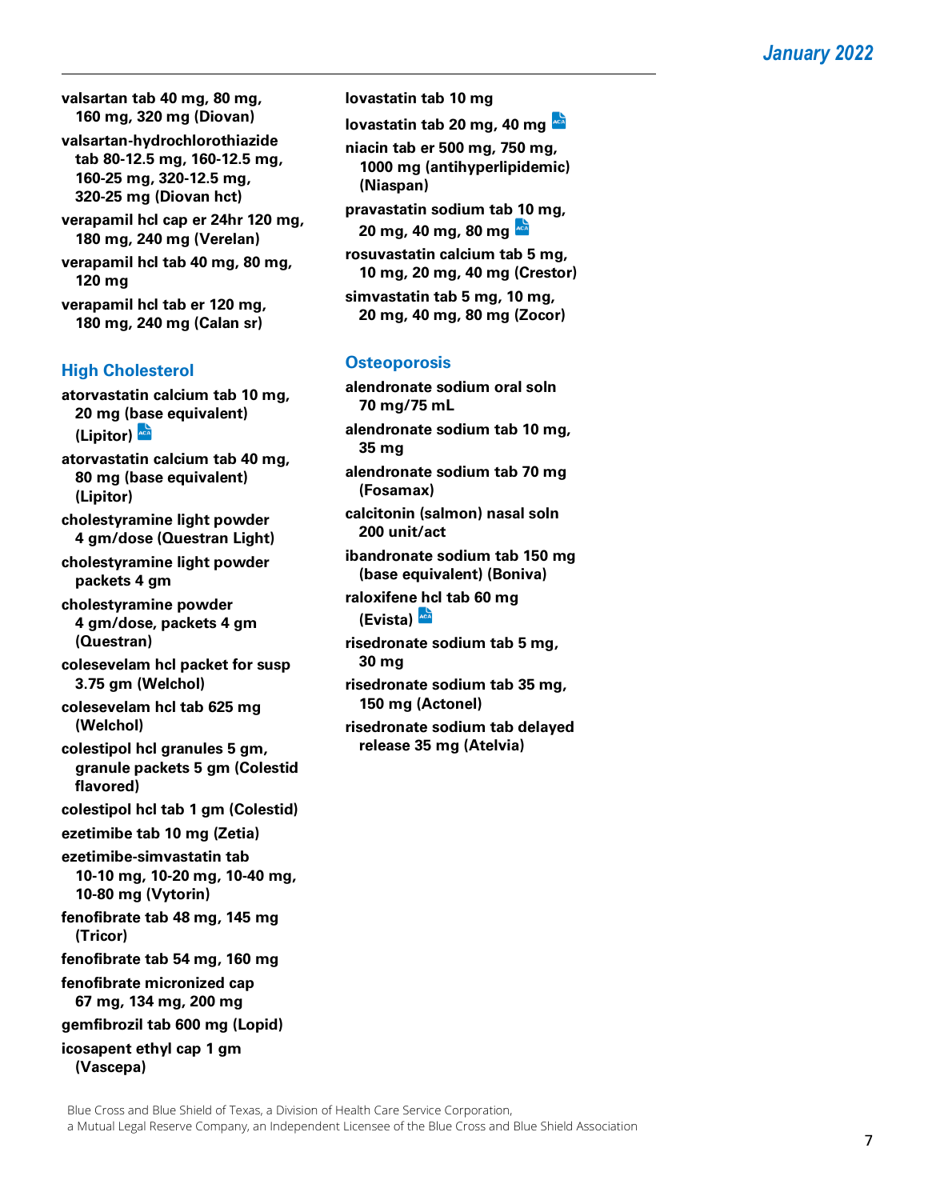valsartan tab 40 mg, 80 mg, 160 mg, 320 mg (Diovan)

valsartan-hydrochlorothiazide tab 80-12.5 mg, 160-12.5 mg, 160-25 mg, 320-12.5 mg, 320-25 mg (Diovan hct)

verapamil hcl cap er 24hr 120 mg, 180 mg, 240 mg (Verelan)

verapamil hcl tab 40 mg, 80 mg, 120 mg

verapamil hcl tab er 120 mg, 180 mg, 240 mg (Calan sr)

## High Cholesterol

atorvastatin calcium tab 10 mg, 20 mg (base equivalent) (Lipitor) ACA

atorvastatin calcium tab 40 mg, 80 mg (base equivalent) (Lipitor)

cholestyramine light powder 4 gm/dose (Questran Light)

cholestyramine light powder packets 4 gm

cholestyramine powder 4 gm/dose, packets 4 gm (Questran)

colesevelam hcl packet for susp 3.75 gm (Welchol)

colesevelam hcl tab 625 mg (Welchol)

colestipol hcl granules 5 gm, granule packets 5 gm (Colestid flavored)

colestipol hcl tab 1 gm (Colestid)

ezetimibe tab 10 mg (Zetia)

ezetimibe-simvastatin tab 10-10 mg, 10-20 mg, 10-40 mg, 10-80 mg (Vytorin)

fenofibrate tab 48 mg, 145 mg (Tricor)

fenofibrate tab 54 mg, 160 mg

fenofibrate micronized cap 67 mg, 134 mg, 200 mg

gemfibrozil tab 600 mg (Lopid)

icosapent ethyl cap 1 gm (Vascepa)

lovastatin tab 10 mg

lovastatin tab 20 mg, 40 mg ACA

niacin tab er 500 mg, 750 mg, 1000 mg (antihyperlipidemic) (Niaspan)

pravastatin sodium tab 10 mg, 20 mg, 40 mg, 80 mg ACA

rosuvastatin calcium tab 5 mg, 10 mg, 20 mg, 40 mg (Crestor)

simvastatin tab 5 mg, 10 mg, 20 mg, 40 mg, 80 mg (Zocor)

## Osteoporosis

alendronate sodium oral soln 70 mg/75 mL

alendronate sodium tab 10 mg, 35 mg

alendronate sodium tab 70 mg (Fosamax)

calcitonin (salmon) nasal soln 200 unit/act

ibandronate sodium tab 150 mg (base equivalent) (Boniva)

raloxifene hcl tab 60 mg (Evista) ACA

risedronate sodium tab 5 mg, 30 mg

risedronate sodium tab 35 mg, 150 mg (Actonel)

risedronate sodium tab delayed release 35 mg (Atelvia)